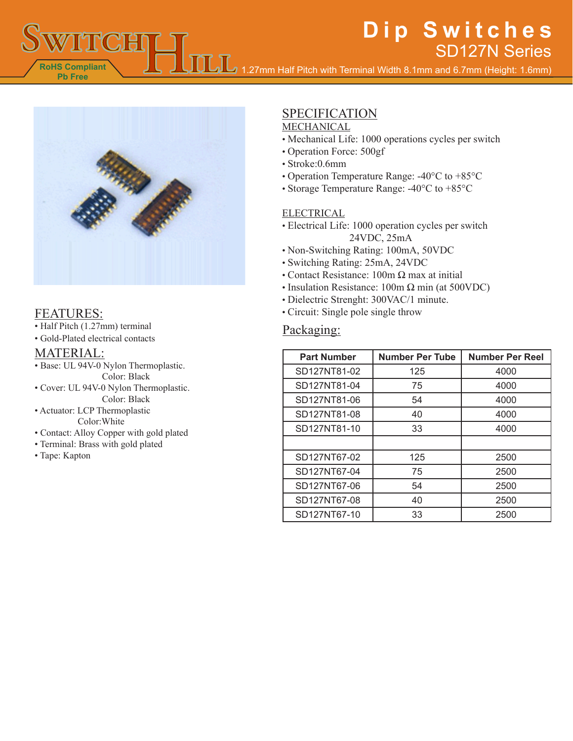# Dip Switches

## SD127N Series

1.27mm Half Pitch with Terminal Width 8.1mm and 6.7mm (Height: 1.6mm)

RoHS Compliant
Pb Free

## FEATURES:

- Half Pitch (1.27mm) terminal
- Gold-Plated electrical contacts

## MATERIAL:

- Base: UL 94V-0 Nylon Thermoplastic.
  Color: Black
- Cover: UL 94V-0 Nylon Thermoplastic.
  Color: Black
- Actuator: LCP Thermoplastic
  Color:White
- Contact: Alloy Copper with gold plated
- Terminal: Brass with gold plated
- Tape: Kapton

## SPECIFICATION

### MECHANICAL

- Mechanical Life: 1000 operations cycles per switch
- Operation Force: 500gf
- Stroke:0.6mm
- Operation Temperature Range: -40°C to +85°C
- Storage Temperature Range: -40°C to +85°C

### ELECTRICAL

- Electrical Life: 1000 operation cycles per switch
  24VDC, 25mA
- Non-Switching Rating: 100mA, 50VDC
- Switching Rating: 25mA, 24VDC
- Contact Resistance: 100m Ω max at initial
- Insulation Resistance: 100m Ω min (at 500VDC)
- Dielectric Strenght: 300VAC/1 minute.
- Circuit: Single pole single throw

## Packaging:

| Part Number | Number Per Tube | Number Per Reel |
|---|---|---|
| SD127NT81-02 | 125 | 4000 |
| SD127NT81-04 | 75 | 4000 |
| SD127NT81-06 | 54 | 4000 |
| SD127NT81-08 | 40 | 4000 |
| SD127NT81-10 | 33 | 4000 |
| | | |
| SD127NT67-02 | 125 | 2500 |
| SD127NT67-04 | 75 | 2500 |
| SD127NT67-06 | 54 | 2500 |
| SD127NT67-08 | 40 | 2500 |
| SD127NT67-10 | 33 | 2500 |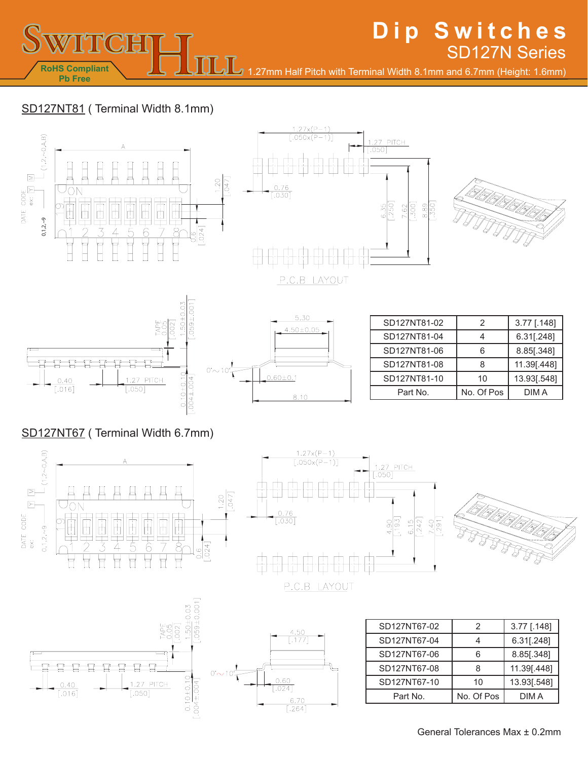# Dip Switches

## SD127N Series

RoHS Compliant
Pb Free

1.27mm Half Pitch with Terminal Width 8.1mm and 6.7mm (Height: 1.6mm)

## SD127NT81 ( Terminal Width 8.1mm)

| Part No. | No. Of Pos | DIM A |
|---|---|---|
| SD127NT81-02 | 2 | 3.77 [.148] |
| SD127NT81-04 | 4 | 6.31[.248] |
| SD127NT81-06 | 6 | 8.85[.348] |
| SD127NT81-08 | 8 | 11.39[.448] |
| SD127NT81-10 | 10 | 13.93[.548] |

## SD127NT67 ( Terminal Width 6.7mm)

| Part No. | No. Of Pos | DIM A |
|---|---|---|
| SD127NT67-02 | 2 | 3.77 [.148] |
| SD127NT67-04 | 4 | 6.31[.248] |
| SD127NT67-06 | 6 | 8.85[.348] |
| SD127NT67-08 | 8 | 11.39[.448] |
| SD127NT67-10 | 10 | 13.93[.548] |

General Tolerances Max ± 0.2mm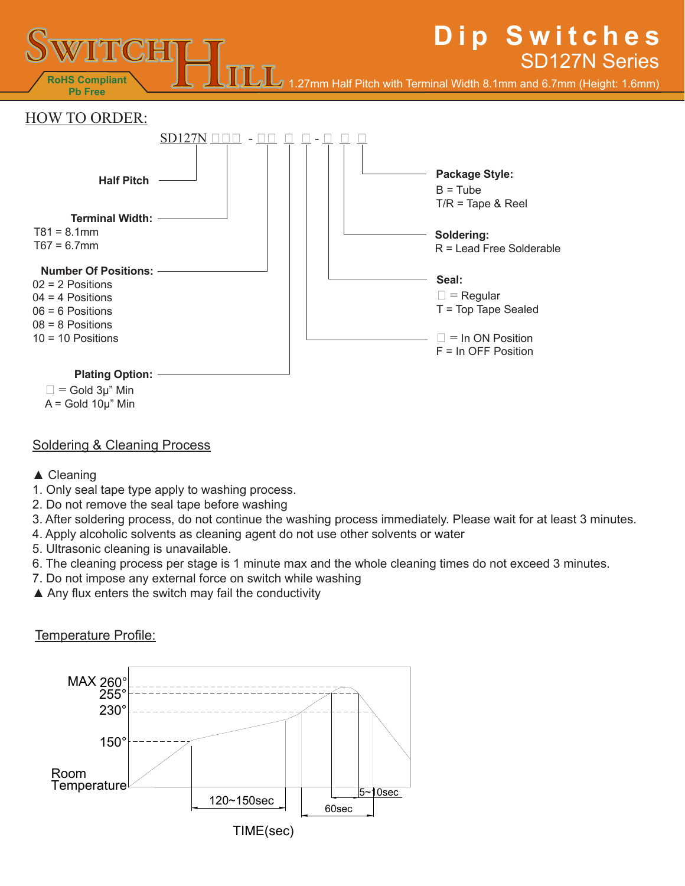# Dip Switches

## SD127N Series

RoHS Compliant
Pb Free

1.27mm Half Pitch with Terminal Width 8.1mm and 6.7mm (Height: 1.6mm)

## HOW TO ORDER:

SD127N □□□ - □□ □ □ - □ □ □

**Half Pitch**

**Terminal Width:**
T81 = 8.1mm
T67 = 6.7mm

**Number Of Positions:**
02 = 2 Positions
04 = 4 Positions
06 = 6 Positions
08 = 8 Positions
10 = 10 Positions

**Plating Option:**
□ = Gold 3μ" Min
A = Gold 10μ" Min

□ = In ON Position
F = In OFF Position

**Seal:**
□ = Regular
T = Top Tape Sealed

**Soldering:**
R = Lead Free Solderable

**Package Style:**
B = Tube
T/R = Tape & Reel

## Soldering & Cleaning Process

▲ Cleaning

1. Only seal tape type apply to washing process.
2. Do not remove the seal tape before washing
3. After soldering process, do not continue the washing process immediately. Please wait for at least 3 minutes.
4. Apply alcoholic solvents as cleaning agent do not use other solvents or water
5. Ultrasonic cleaning is unavailable.
6. The cleaning process per stage is 1 minute max and the whole cleaning times do not exceed 3 minutes.
7. Do not impose any external force on switch while washing

▲ Any flux enters the switch may fail the conductivity

## Temperature Profile:

MAX 260°
255°
230°
150°
Room Temperature
120~150sec
60sec
5~10sec
TIME(sec)